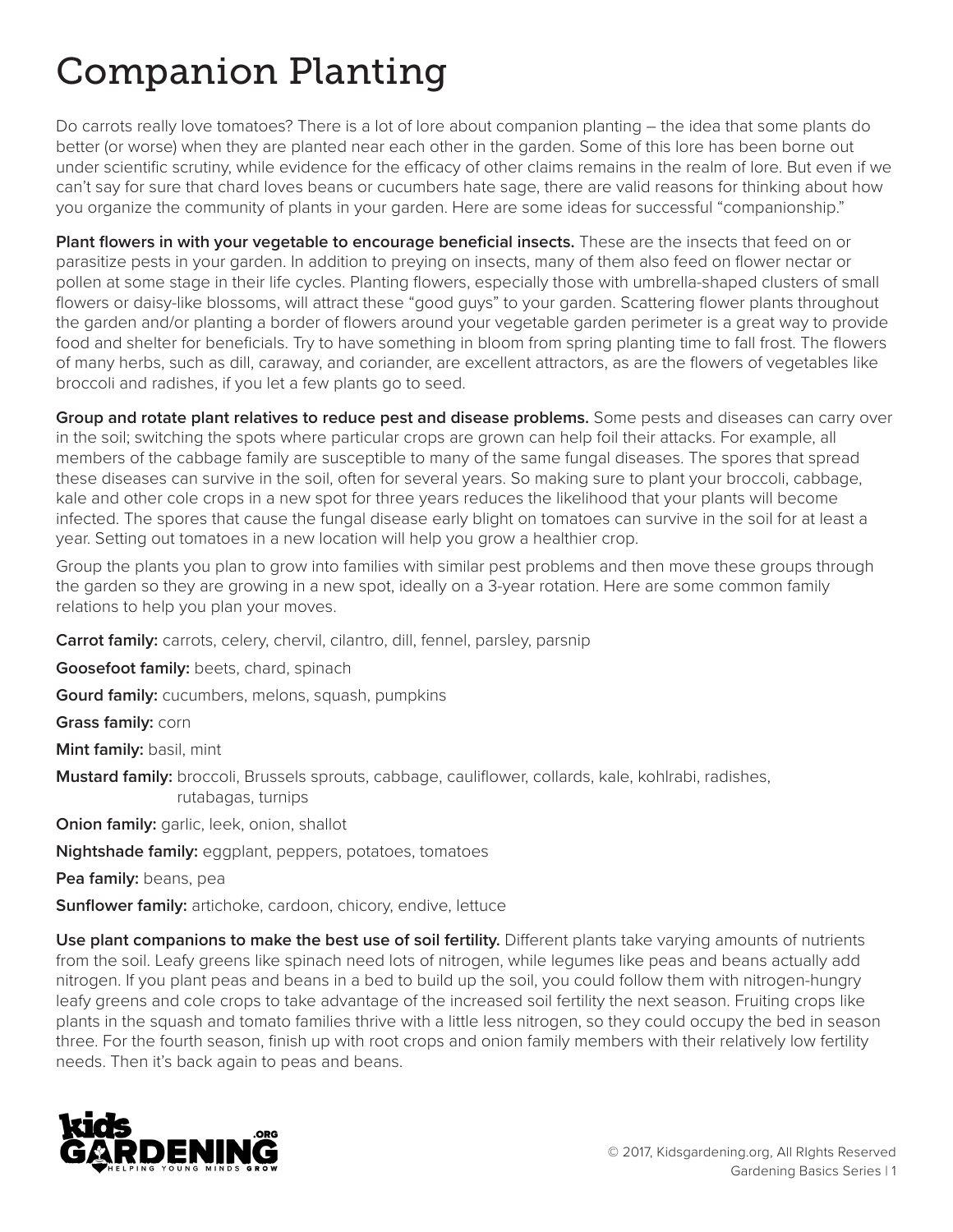# Companion Planting

Do carrots really love tomatoes? There is a lot of lore about companion planting – the idea that some plants do better (or worse) when they are planted near each other in the garden. Some of this lore has been borne out under scientific scrutiny, while evidence for the efficacy of other claims remains in the realm of lore. But even if we can't say for sure that chard loves beans or cucumbers hate sage, there are valid reasons for thinking about how you organize the community of plants in your garden. Here are some ideas for successful "companionship."

**Plant flowers in with your vegetable to encourage beneficial insects.** These are the insects that feed on or parasitize pests in your garden. In addition to preying on insects, many of them also feed on flower nectar or pollen at some stage in their life cycles. Planting flowers, especially those with umbrella-shaped clusters of small flowers or daisy-like blossoms, will attract these "good guys" to your garden. Scattering flower plants throughout the garden and/or planting a border of flowers around your vegetable garden perimeter is a great way to provide food and shelter for beneficials. Try to have something in bloom from spring planting time to fall frost. The flowers of many herbs, such as dill, caraway, and coriander, are excellent attractors, as are the flowers of vegetables like broccoli and radishes, if you let a few plants go to seed.

**Group and rotate plant relatives to reduce pest and disease problems.** Some pests and diseases can carry over in the soil; switching the spots where particular crops are grown can help foil their attacks. For example, all members of the cabbage family are susceptible to many of the same fungal diseases. The spores that spread these diseases can survive in the soil, often for several years. So making sure to plant your broccoli, cabbage, kale and other cole crops in a new spot for three years reduces the likelihood that your plants will become infected. The spores that cause the fungal disease early blight on tomatoes can survive in the soil for at least a year. Setting out tomatoes in a new location will help you grow a healthier crop.

Group the plants you plan to grow into families with similar pest problems and then move these groups through the garden so they are growing in a new spot, ideally on a 3-year rotation. Here are some common family relations to help you plan your moves.

**Carrot family:** carrots, celery, chervil, cilantro, dill, fennel, parsley, parsnip

**Goosefoot family:** beets, chard, spinach

**Gourd family:** cucumbers, melons, squash, pumpkins

**Grass family:** corn

**Mint family:** basil, mint

**Mustard family:** broccoli, Brussels sprouts, cabbage, cauliflower, collards, kale, kohlrabi, radishes, rutabagas, turnips

**Onion family:** garlic, leek, onion, shallot

**Nightshade family:** eggplant, peppers, potatoes, tomatoes

**Pea family:** beans, pea

**Sunflower family:** artichoke, cardoon, chicory, endive, lettuce

**Use plant companions to make the best use of soil fertility.** Different plants take varying amounts of nutrients from the soil. Leafy greens like spinach need lots of nitrogen, while legumes like peas and beans actually add nitrogen. If you plant peas and beans in a bed to build up the soil, you could follow them with nitrogen-hungry leafy greens and cole crops to take advantage of the increased soil fertility the next season. Fruiting crops like plants in the squash and tomato families thrive with a little less nitrogen, so they could occupy the bed in season three. For the fourth season, finish up with root crops and onion family members with their relatively low fertility needs. Then it's back again to peas and beans.

© 2017, Kidsgardening.org, All RIghts Reserved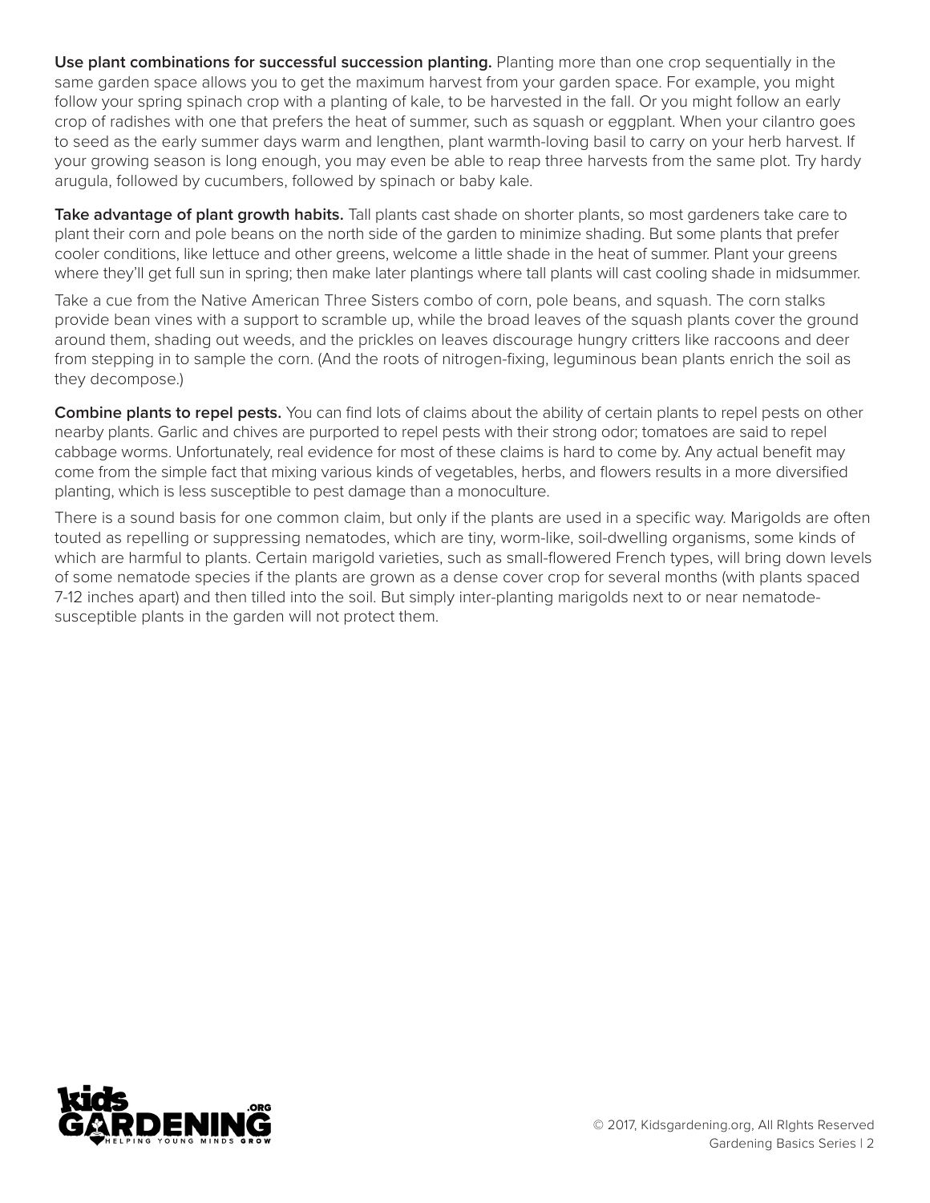**Use plant combinations for successful succession planting.** Planting more than one crop sequentially in the same garden space allows you to get the maximum harvest from your garden space. For example, you might follow your spring spinach crop with a planting of kale, to be harvested in the fall. Or you might follow an early crop of radishes with one that prefers the heat of summer, such as squash or eggplant. When your cilantro goes to seed as the early summer days warm and lengthen, plant warmth-loving basil to carry on your herb harvest. If your growing season is long enough, you may even be able to reap three harvests from the same plot. Try hardy arugula, followed by cucumbers, followed by spinach or baby kale.

**Take advantage of plant growth habits.** Tall plants cast shade on shorter plants, so most gardeners take care to plant their corn and pole beans on the north side of the garden to minimize shading. But some plants that prefer cooler conditions, like lettuce and other greens, welcome a little shade in the heat of summer. Plant your greens where they'll get full sun in spring; then make later plantings where tall plants will cast cooling shade in midsummer.

Take a cue from the Native American Three Sisters combo of corn, pole beans, and squash. The corn stalks provide bean vines with a support to scramble up, while the broad leaves of the squash plants cover the ground around them, shading out weeds, and the prickles on leaves discourage hungry critters like raccoons and deer from stepping in to sample the corn. (And the roots of nitrogen-fixing, leguminous bean plants enrich the soil as they decompose.)

**Combine plants to repel pests.** You can find lots of claims about the ability of certain plants to repel pests on other nearby plants. Garlic and chives are purported to repel pests with their strong odor; tomatoes are said to repel cabbage worms. Unfortunately, real evidence for most of these claims is hard to come by. Any actual benefit may come from the simple fact that mixing various kinds of vegetables, herbs, and flowers results in a more diversified planting, which is less susceptible to pest damage than a monoculture.

There is a sound basis for one common claim, but only if the plants are used in a specific way. Marigolds are often touted as repelling or suppressing nematodes, which are tiny, worm-like, soil-dwelling organisms, some kinds of which are harmful to plants. Certain marigold varieties, such as small-flowered French types, will bring down levels of some nematode species if the plants are grown as a dense cover crop for several months (with plants spaced 7-12 inches apart) and then tilled into the soil. But simply inter-planting marigolds next to or near nematode-susceptible plants in the garden will not protect them.

© 2017, Kidsgardening.org, All RIghts Reserved